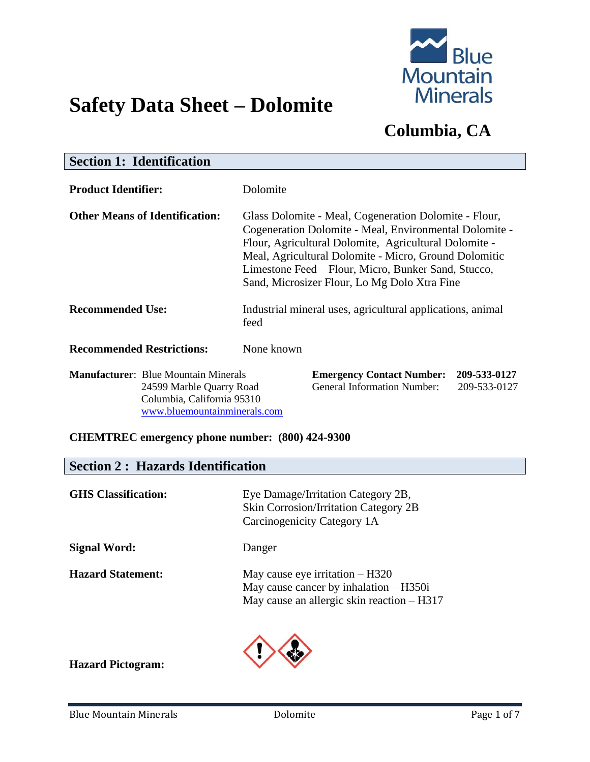# Safety Data Sheet – Dolomite

**Columbia, CA**

## Section 1: Identification

**Product Identifier:** Dolomite

**Other Means of Identification:** Glass Dolomite - Meal, Cogeneration Dolomite - Flour, Cogeneration Dolomite - Meal, Environmental Dolomite - Flour, Agricultural Dolomite, Agricultural Dolomite - Meal, Agricultural Dolomite - Micro, Ground Dolomitic Limestone Feed – Flour, Micro, Bunker Sand, Stucco, Sand, Microsizer Flour, Lo Mg Dolo Xtra Fine

**Recommended Use:** Industrial mineral uses, agricultural applications, animal feed

**Recommended Restrictions:** None known

**Manufacturer**: Blue Mountain Minerals
24599 Marble Quarry Road
Columbia, California 95310
www.bluemountainminerals.com

**Emergency Contact Number:** **209-533-0127**
General Information Number: 209-533-0127

**CHEMTREC emergency phone number: (800) 424-9300**

## Section 2 : Hazards Identification

**GHS Classification:** Eye Damage/Irritation Category 2B, Skin Corrosion/Irritation Category 2B, Carcinogenicity Category 1A

**Signal Word:** Danger

**Hazard Statement:**
May cause eye irritation – H320
May cause cancer by inhalation – H350i
May cause an allergic skin reaction – H317

**Hazard Pictogram:**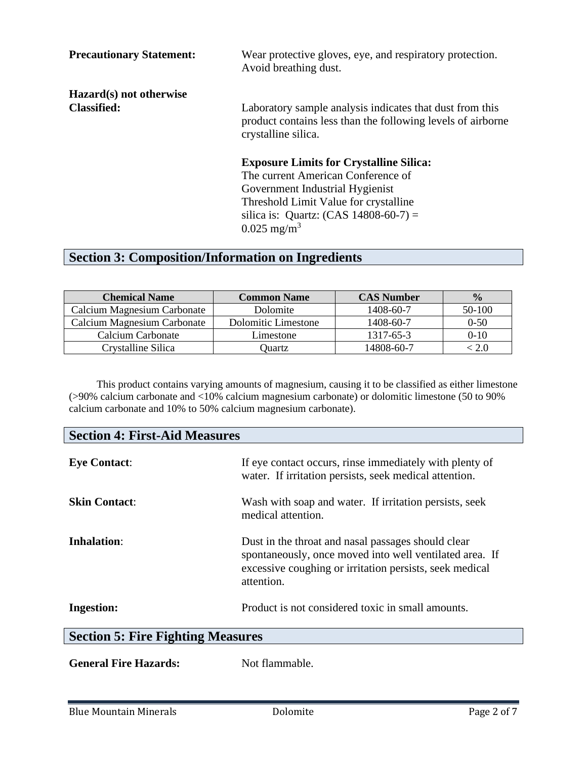**Precautionary Statement:** Wear protective gloves, eye, and respiratory protection. Avoid breathing dust.

**Hazard(s) not otherwise Classified:** Laboratory sample analysis indicates that dust from this product contains less than the following levels of airborne crystalline silica.

**Exposure Limits for Crystalline Silica:**
The current American Conference of Government Industrial Hygienist Threshold Limit Value for crystalline silica is: Quartz: (CAS 14808-60-7) = 0.025 $mg/m^3$

## Section 3: Composition/Information on Ingredients

| Chemical Name | Common Name | CAS Number | % |
|---|---|---|---|
| Calcium Magnesium Carbonate | Dolomite | 1408-60-7 | 50-100 |
| Calcium Magnesium Carbonate | Dolomitic Limestone | 1408-60-7 | 0-50 |
| Calcium Carbonate | Limestone | 1317-65-3 | 0-10 |
| Crystalline Silica | Quartz | 14808-60-7 | < 2.0 |

This product contains varying amounts of magnesium, causing it to be classified as either limestone (>90% calcium carbonate and <10% calcium magnesium carbonate) or dolomitic limestone (50 to 90% calcium carbonate and 10% to 50% calcium magnesium carbonate).

## Section 4: First-Aid Measures

**Eye Contact**: If eye contact occurs, rinse immediately with plenty of water. If irritation persists, seek medical attention.

**Skin Contact**: Wash with soap and water. If irritation persists, seek medical attention.

**Inhalation**: Dust in the throat and nasal passages should clear spontaneously, once moved into well ventilated area. If excessive coughing or irritation persists, seek medical attention.

**Ingestion:** Product is not considered toxic in small amounts.

## Section 5: Fire Fighting Measures

**General Fire Hazards:** Not flammable.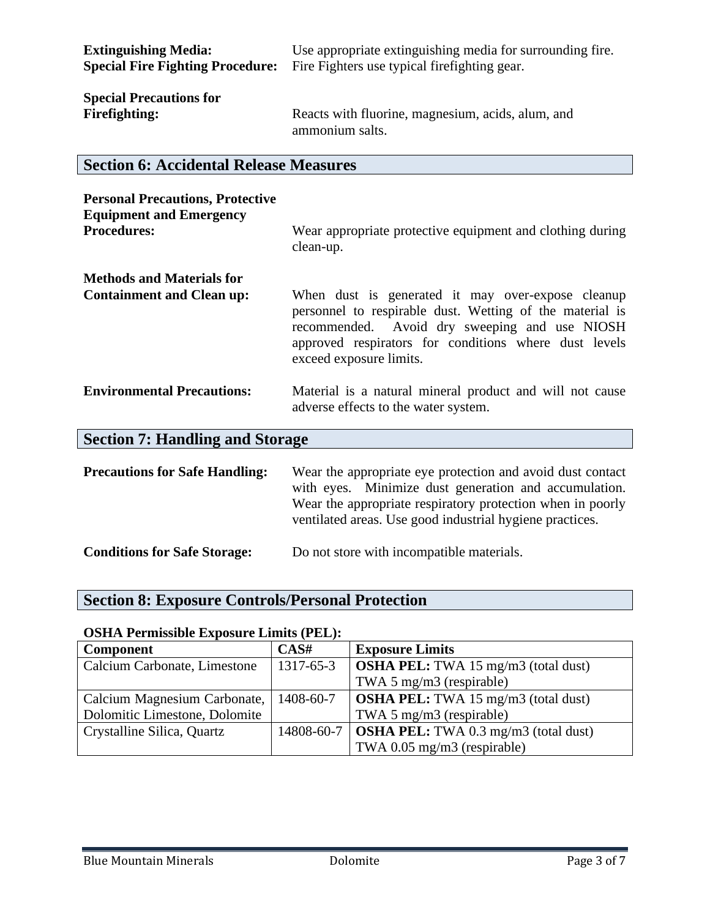**Extinguishing Media:** Use appropriate extinguishing media for surrounding fire.

**Special Fire Fighting Procedure:** Fire Fighters use typical firefighting gear.

**Special Precautions for Firefighting:** Reacts with fluorine, magnesium, acids, alum, and ammonium salts.

## Section 6: Accidental Release Measures

**Personal Precautions, Protective Equipment and Emergency Procedures:** Wear appropriate protective equipment and clothing during clean-up.

**Methods and Materials for Containment and Clean up:** When dust is generated it may over-expose cleanup personnel to respirable dust. Wetting of the material is recommended. Avoid dry sweeping and use NIOSH approved respirators for conditions where dust levels exceed exposure limits.

**Environmental Precautions:** Material is a natural mineral product and will not cause adverse effects to the water system.

## Section 7: Handling and Storage

**Precautions for Safe Handling:** Wear the appropriate eye protection and avoid dust contact with eyes. Minimize dust generation and accumulation. Wear the appropriate respiratory protection when in poorly ventilated areas. Use good industrial hygiene practices.

**Conditions for Safe Storage:** Do not store with incompatible materials.

## Section 8: Exposure Controls/Personal Protection

**OSHA Permissible Exposure Limits (PEL):**

| Component | CAS# | Exposure Limits |
|---|---|---|
| Calcium Carbonate, Limestone | 1317-65-3 | **OSHA PEL:** TWA 15 mg/m3 (total dust)<br>TWA 5 mg/m3 (respirable) |
| Calcium Magnesium Carbonate, Dolomitic Limestone, Dolomite | 1408-60-7 | **OSHA PEL:** TWA 15 mg/m3 (total dust)<br>TWA 5 mg/m3 (respirable) |
| Crystalline Silica, Quartz | 14808-60-7 | **OSHA PEL:** TWA 0.3 mg/m3 (total dust)<br>TWA 0.05 mg/m3 (respirable) |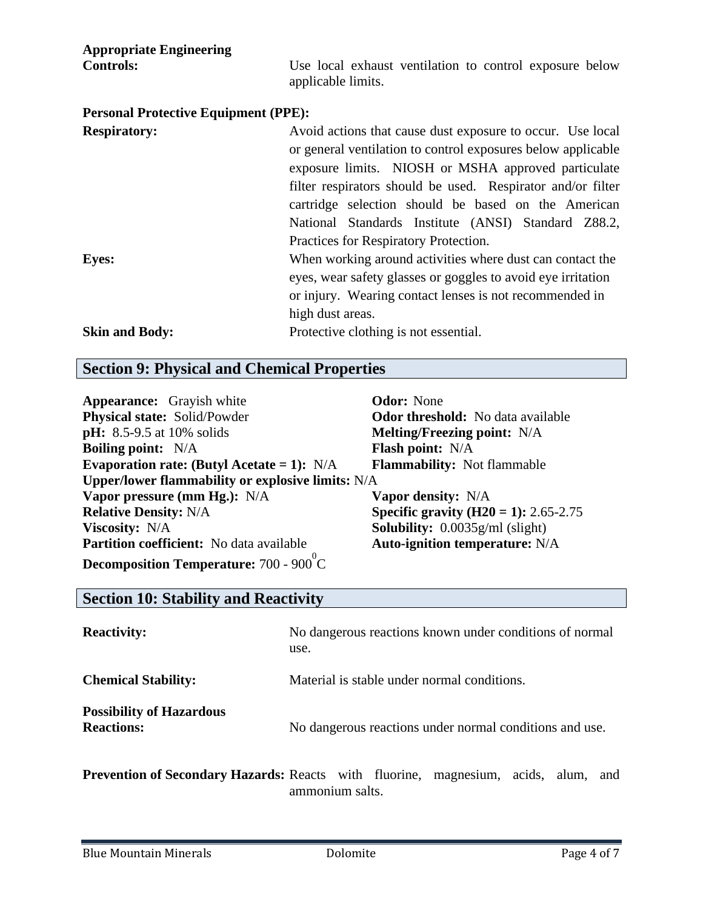**Appropriate Engineering Controls:** Use local exhaust ventilation to control exposure below applicable limits.

**Personal Protective Equipment (PPE):**

**Respiratory:** Avoid actions that cause dust exposure to occur. Use local or general ventilation to control exposures below applicable exposure limits. NIOSH or MSHA approved particulate filter respirators should be used. Respirator and/or filter cartridge selection should be based on the American National Standards Institute (ANSI) Standard Z88.2, Practices for Respiratory Protection.

**Eyes:** When working around activities where dust can contact the eyes, wear safety glasses or goggles to avoid eye irritation or injury. Wearing contact lenses is not recommended in high dust areas.

**Skin and Body:** Protective clothing is not essential.

## Section 9: Physical and Chemical Properties

**Appearance:** Grayish white
**Odor:** None
**Physical state:** Solid/Powder
**Odor threshold:** No data available
**pH:** 8.5-9.5 at 10% solids
**Melting/Freezing point:** N/A
**Boiling point:** N/A
**Flash point:** N/A
**Evaporation rate: (Butyl Acetate = 1):** N/A
**Flammability:** Not flammable
**Upper/lower flammability or explosive limits:** N/A
**Vapor pressure (mm Hg.):** N/A
**Vapor density:** N/A
**Relative Density:** N/A
**Specific gravity ($H_2O$ = 1):** 2.65-2.75
**Viscosity:** N/A
**Solubility:** 0.0035g/ml (slight)
**Partition coefficient:** No data available
**Auto-ignition temperature:** N/A
**Decomposition Temperature:** 700 - 900°C

## Section 10: Stability and Reactivity

**Reactivity:** No dangerous reactions known under conditions of normal use.

**Chemical Stability:** Material is stable under normal conditions.

**Possibility of Hazardous Reactions:** No dangerous reactions under normal conditions and use.

**Prevention of Secondary Hazards:** Reacts with fluorine, magnesium, acids, alum, and ammonium salts.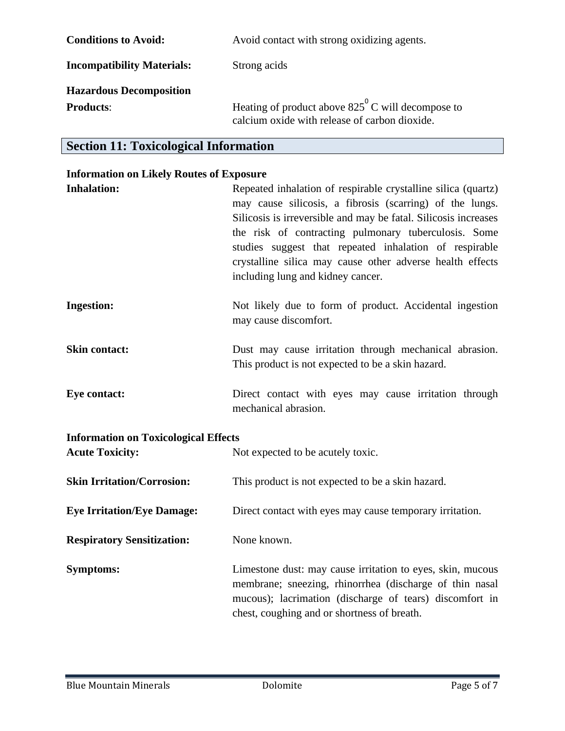**Conditions to Avoid:** Avoid contact with strong oxidizing agents.

**Incompatibility Materials:** Strong acids

**Hazardous Decomposition Products**: Heating of product above $825^0$ C will decompose to calcium oxide with release of carbon dioxide.

## Section 11: Toxicological Information

**Information on Likely Routes of Exposure**

**Inhalation:** Repeated inhalation of respirable crystalline silica (quartz) may cause silicosis, a fibrosis (scarring) of the lungs. Silicosis is irreversible and may be fatal. Silicosis increases the risk of contracting pulmonary tuberculosis. Some studies suggest that repeated inhalation of respirable crystalline silica may cause other adverse health effects including lung and kidney cancer.

**Ingestion:** Not likely due to form of product. Accidental ingestion may cause discomfort.

**Skin contact:** Dust may cause irritation through mechanical abrasion. This product is not expected to be a skin hazard.

**Eye contact:** Direct contact with eyes may cause irritation through mechanical abrasion.

**Information on Toxicological Effects**

**Acute Toxicity:** Not expected to be acutely toxic.

**Skin Irritation/Corrosion:** This product is not expected to be a skin hazard.

**Eye Irritation/Eye Damage:** Direct contact with eyes may cause temporary irritation.

**Respiratory Sensitization:** None known.

**Symptoms:** Limestone dust: may cause irritation to eyes, skin, mucous membrane; sneezing, rhinorrhea (discharge of thin nasal mucous); lacrimation (discharge of tears) discomfort in chest, coughing and or shortness of breath.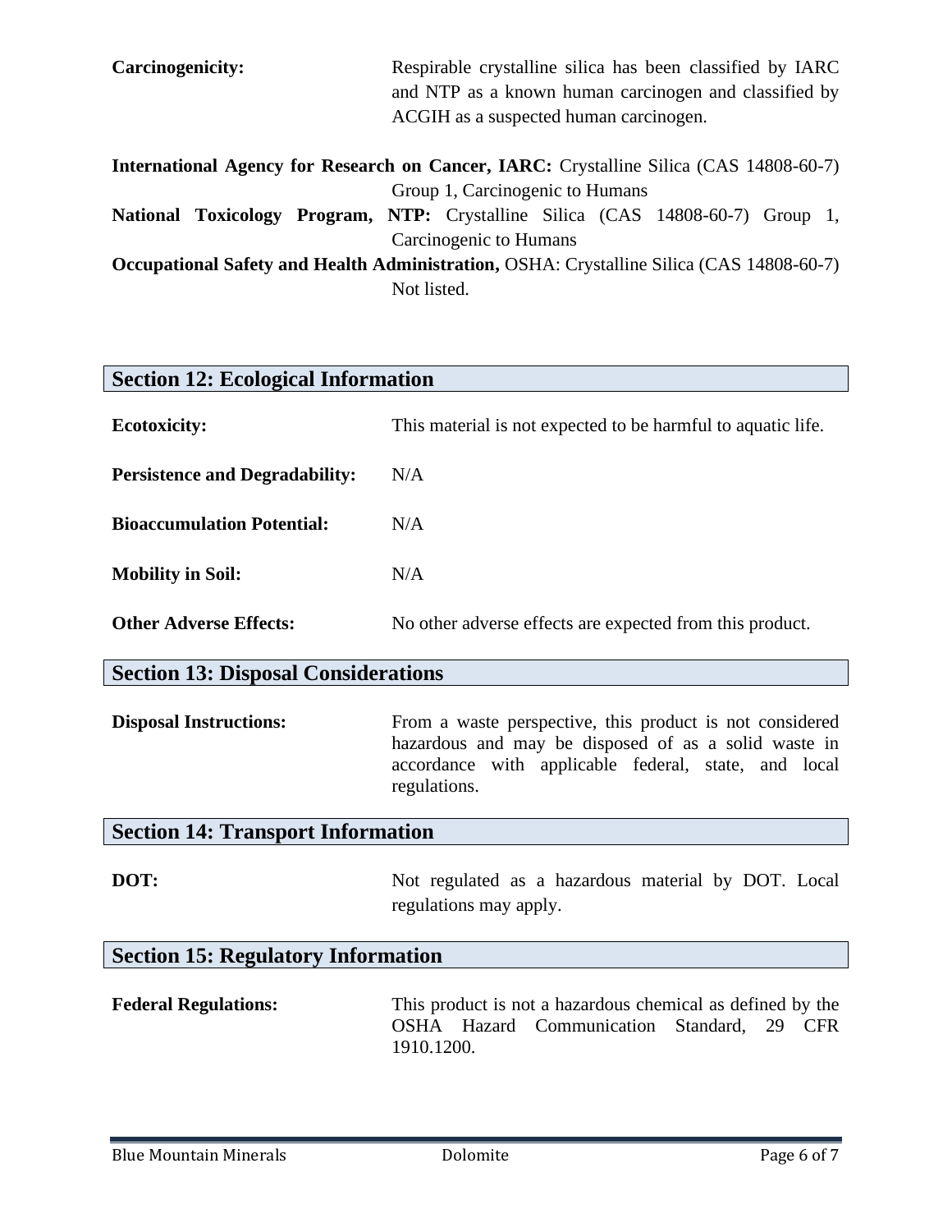**Carcinogenicity:** Respirable crystalline silica has been classified by IARC and NTP as a known human carcinogen and classified by ACGIH as a suspected human carcinogen.

**International Agency for Research on Cancer, IARC:** Crystalline Silica (CAS 14808-60-7) Group 1, Carcinogenic to Humans

**National Toxicology Program, NTP:** Crystalline Silica (CAS 14808-60-7) Group 1, Carcinogenic to Humans

**Occupational Safety and Health Administration,** OSHA: Crystalline Silica (CAS 14808-60-7) Not listed.

## Section 12: Ecological Information

**Ecotoxicity:** This material is not expected to be harmful to aquatic life.

**Persistence and Degradability:** N/A

**Bioaccumulation Potential:** N/A

**Mobility in Soil:** N/A

**Other Adverse Effects:** No other adverse effects are expected from this product.

## Section 13: Disposal Considerations

**Disposal Instructions:** From a waste perspective, this product is not considered hazardous and may be disposed of as a solid waste in accordance with applicable federal, state, and local regulations.

## Section 14: Transport Information

**DOT:** Not regulated as a hazardous material by DOT. Local regulations may apply.

## Section 15: Regulatory Information

**Federal Regulations:** This product is not a hazardous chemical as defined by the OSHA Hazard Communication Standard, 29 CFR 1910.1200.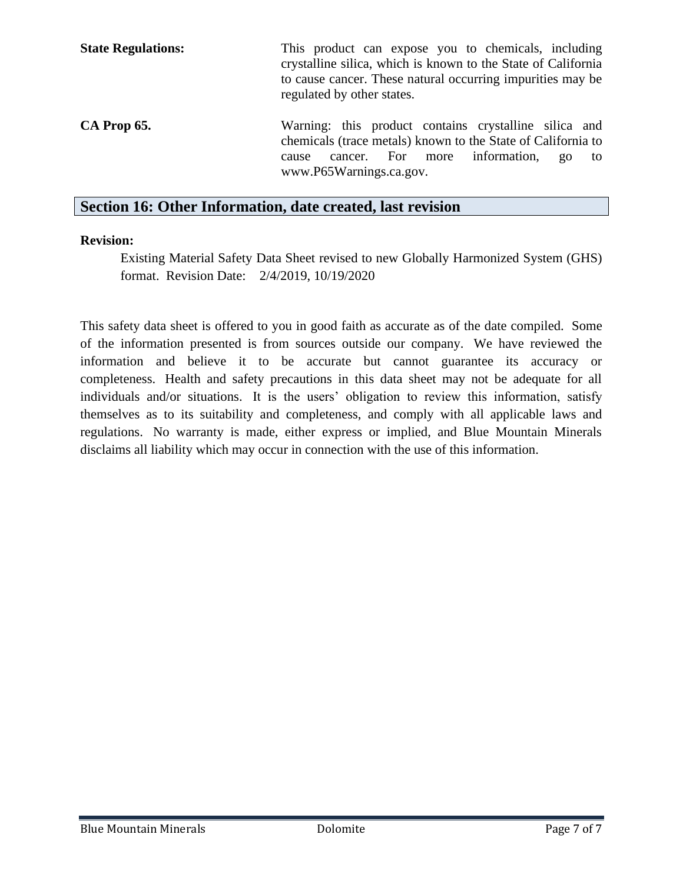**State Regulations:** This product can expose you to chemicals, including crystalline silica, which is known to the State of California to cause cancer. These natural occurring impurities may be regulated by other states.

**CA Prop 65.** Warning: this product contains crystalline silica and chemicals (trace metals) known to the State of California to cause cancer. For more information, go to www.P65Warnings.ca.gov.

## Section 16: Other Information, date created, last revision

**Revision:**

Existing Material Safety Data Sheet revised to new Globally Harmonized System (GHS) format. Revision Date: 2/4/2019, 10/19/2020

This safety data sheet is offered to you in good faith as accurate as of the date compiled. Some of the information presented is from sources outside our company. We have reviewed the information and believe it to be accurate but cannot guarantee its accuracy or completeness. Health and safety precautions in this data sheet may not be adequate for all individuals and/or situations. It is the users' obligation to review this information, satisfy themselves as to its suitability and completeness, and comply with all applicable laws and regulations. No warranty is made, either express or implied, and Blue Mountain Minerals disclaims all liability which may occur in connection with the use of this information.